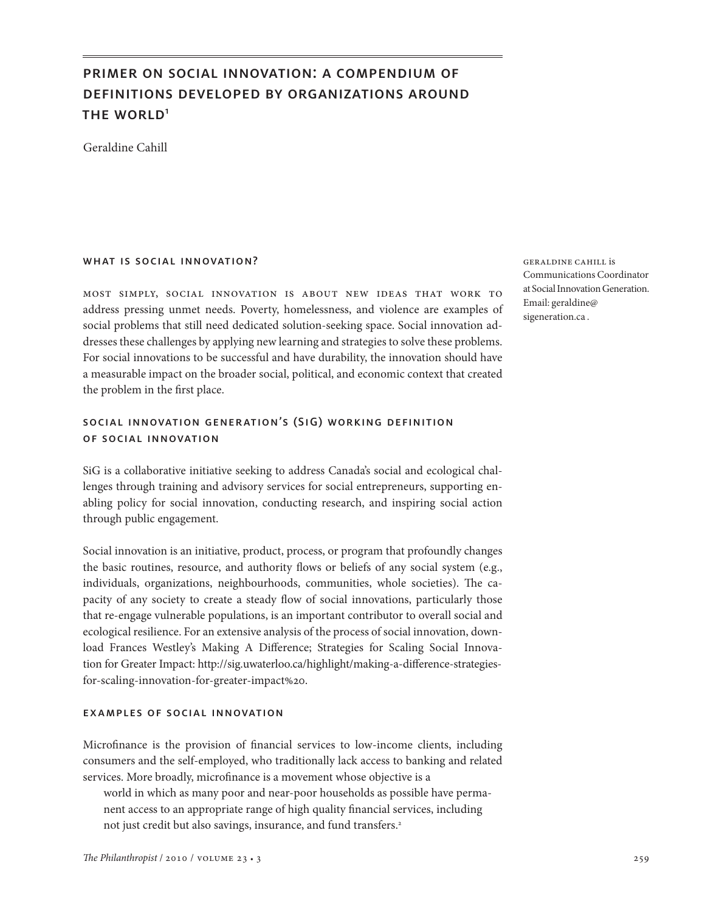# Primer on Social Innovation: A Compendium of Definitions Developed by Organizations Around the World[1]

Geraldine Cahill

Geraldine Cahill is Communications Coordinator at Social Innovation Generation. Email: geraldine@sigeneration.ca .

## What is Social Innovation?

Most simply, social innovation is about new ideas that work to address pressing unmet needs. Poverty, homelessness, and violence are examples of social problems that still need dedicated solution-seeking space. Social innovation addresses these challenges by applying new learning and strategies to solve these problems. For social innovations to be successful and have durability, the innovation should have a measurable impact on the broader social, political, and economic context that created the problem in the first place.

## Social Innovation Generation's (SiG) Working Definition of Social Innovation

SiG is a collaborative initiative seeking to address Canada's social and ecological challenges through training and advisory services for social entrepreneurs, supporting enabling policy for social innovation, conducting research, and inspiring social action through public engagement.

Social innovation is an initiative, product, process, or program that profoundly changes the basic routines, resource, and authority flows or beliefs of any social system (e.g., individuals, organizations, neighbourhoods, communities, whole societies). The capacity of any society to create a steady flow of social innovations, particularly those that re-engage vulnerable populations, is an important contributor to overall social and ecological resilience. For an extensive analysis of the process of social innovation, download Frances Westley's Making A Difference; Strategies for Scaling Social Innovation for Greater Impact: http://sig.uwaterloo.ca/highlight/making-a-difference-strategies-for-scaling-innovation-for-greater-impact%20.

## Examples of Social Innovation

Microfinance is the provision of financial services to low-income clients, including consumers and the self-employed, who traditionally lack access to banking and related services. More broadly, microfinance is a movement whose objective is a

> world in which as many poor and near-poor households as possible have permanent access to an appropriate range of high quality financial services, including not just credit but also savings, insurance, and fund transfers.[2]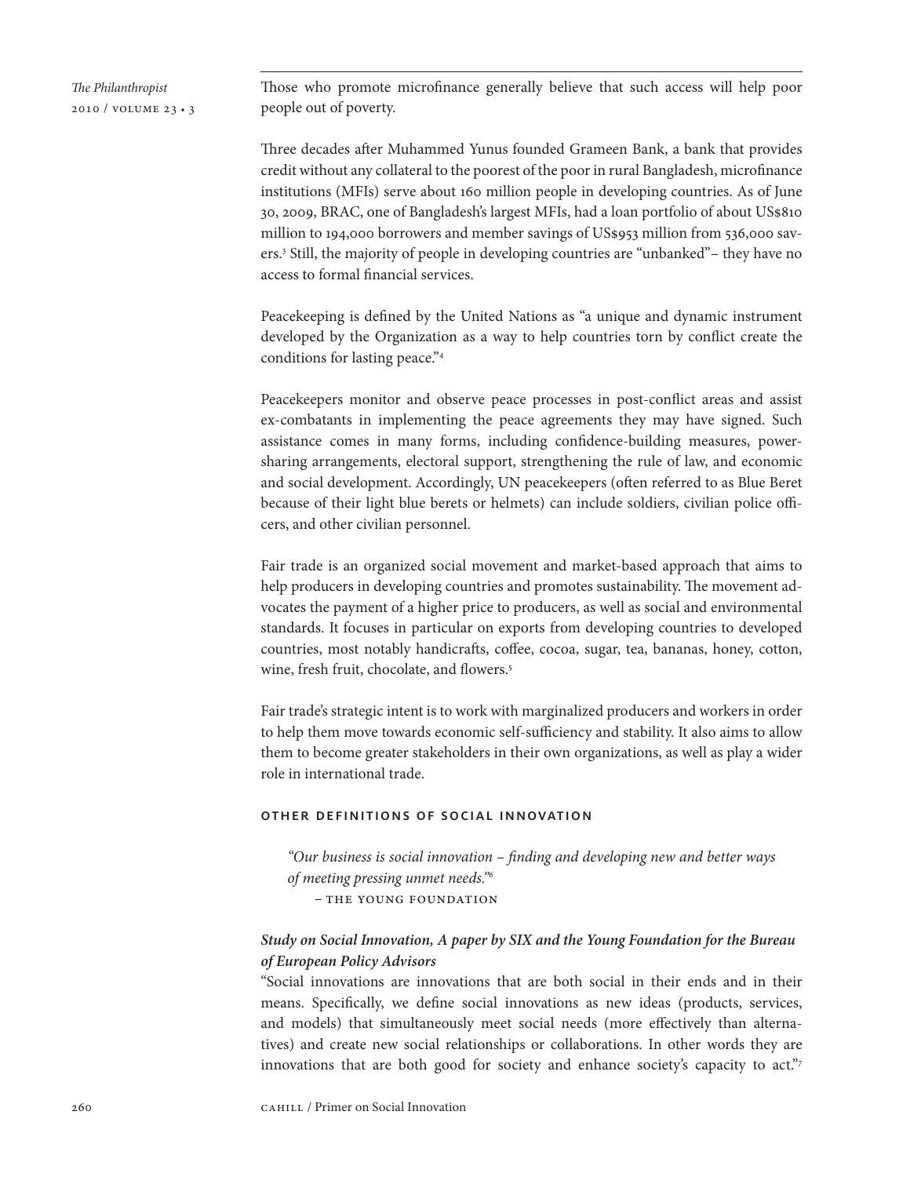Those who promote microfinance generally believe that such access will help poor people out of poverty.

Three decades after Muhammed Yunus founded Grameen Bank, a bank that provides credit without any collateral to the poorest of the poor in rural Bangladesh, microfinance institutions (MFIs) serve about 160 million people in developing countries. As of June 30, 2009, BRAC, one of Bangladesh's largest MFIs, had a loan portfolio of about US$810 million to 194,000 borrowers and member savings of US$953 million from 536,000 savers.[3] Still, the majority of people in developing countries are "unbanked"– they have no access to formal financial services.

Peacekeeping is defined by the United Nations as "a unique and dynamic instrument developed by the Organization as a way to help countries torn by conflict create the conditions for lasting peace."[4]

Peacekeepers monitor and observe peace processes in post-conflict areas and assist ex-combatants in implementing the peace agreements they may have signed. Such assistance comes in many forms, including confidence-building measures, power-sharing arrangements, electoral support, strengthening the rule of law, and economic and social development. Accordingly, UN peacekeepers (often referred to as Blue Beret because of their light blue berets or helmets) can include soldiers, civilian police officers, and other civilian personnel.

Fair trade is an organized social movement and market-based approach that aims to help producers in developing countries and promotes sustainability. The movement advocates the payment of a higher price to producers, as well as social and environmental standards. It focuses in particular on exports from developing countries to developed countries, most notably handicrafts, coffee, cocoa, sugar, tea, bananas, honey, cotton, wine, fresh fruit, chocolate, and flowers.[5]

Fair trade's strategic intent is to work with marginalized producers and workers in order to help them move towards economic self-sufficiency and stability. It also aims to allow them to become greater stakeholders in their own organizations, as well as play a wider role in international trade.

## OTHER DEFINITIONS OF SOCIAL INNOVATION

> *"Our business is social innovation – finding and developing new and better ways of meeting pressing unmet needs."*[6]
>
> – THE YOUNG FOUNDATION

***Study on Social Innovation, A paper by SIX and the Young Foundation for the Bureau of European Policy Advisors***

"Social innovations are innovations that are both social in their ends and in their means. Specifically, we define social innovations as new ideas (products, services, and models) that simultaneously meet social needs (more effectively than alternatives) and create new social relationships or collaborations. In other words they are innovations that are both good for society and enhance society's capacity to act."[7]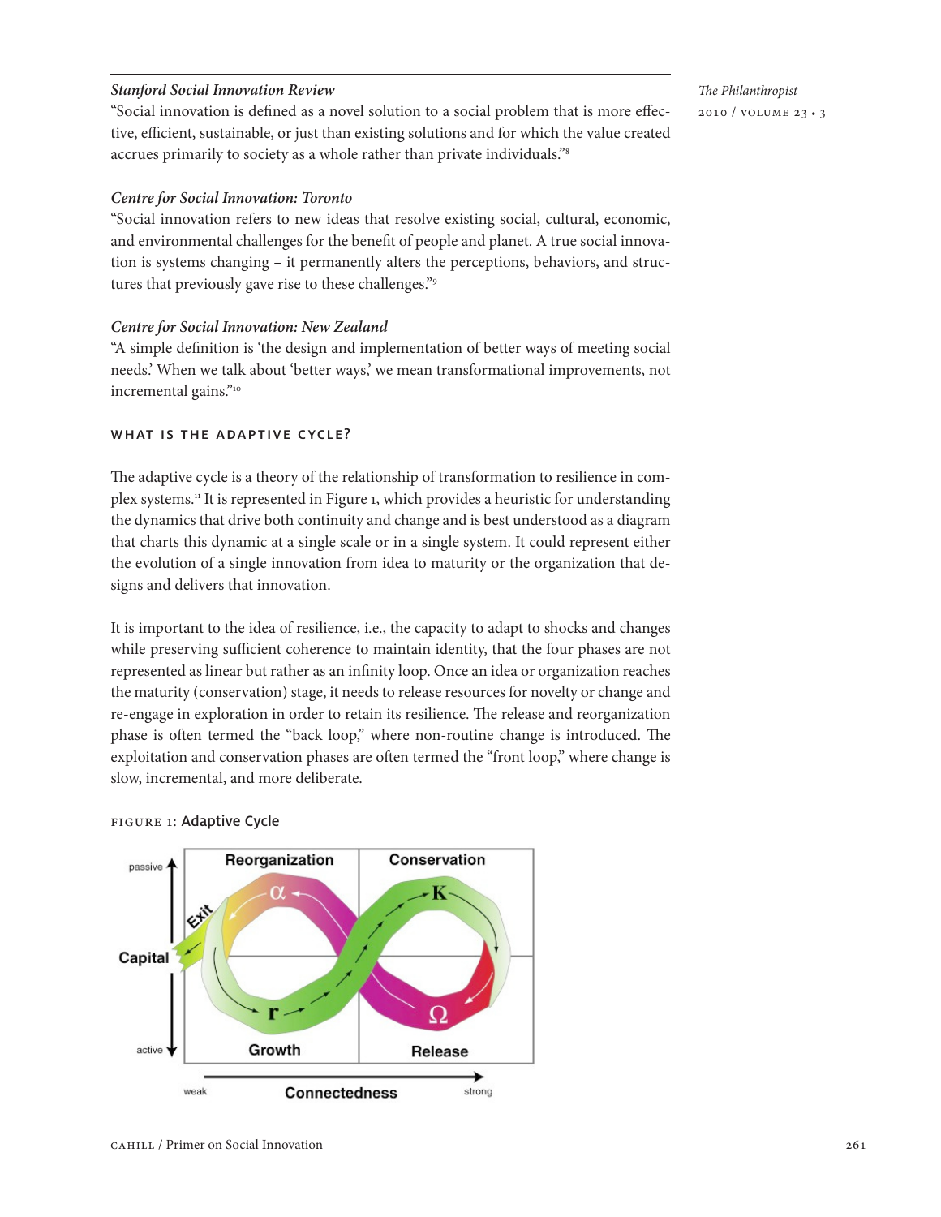### *Stanford Social Innovation Review*

"Social innovation is defined as a novel solution to a social problem that is more effective, efficient, sustainable, or just than existing solutions and for which the value created accrues primarily to society as a whole rather than private individuals."[8]

### *Centre for Social Innovation: Toronto*

"Social innovation refers to new ideas that resolve existing social, cultural, economic, and environmental challenges for the benefit of people and planet. A true social innovation is systems changing – it permanently alters the perceptions, behaviors, and structures that previously gave rise to these challenges."[9]

### *Centre for Social Innovation: New Zealand*

"A simple definition is 'the design and implementation of better ways of meeting social needs.' When we talk about 'better ways,' we mean transformational improvements, not incremental gains."[10]

## WHAT IS THE ADAPTIVE CYCLE?

The adaptive cycle is a theory of the relationship of transformation to resilience in complex systems.[11] It is represented in Figure 1, which provides a heuristic for understanding the dynamics that drive both continuity and change and is best understood as a diagram that charts this dynamic at a single scale or in a single system. It could represent either the evolution of a single innovation from idea to maturity or the organization that designs and delivers that innovation.

It is important to the idea of resilience, i.e., the capacity to adapt to shocks and changes while preserving sufficient coherence to maintain identity, that the four phases are not represented as linear but rather as an infinity loop. Once an idea or organization reaches the maturity (conservation) stage, it needs to release resources for novelty or change and re-engage in exploration in order to retain its resilience. The release and reorganization phase is often termed the "back loop," where non-routine change is introduced. The exploitation and conservation phases are often termed the "front loop," where change is slow, incremental, and more deliberate.

FIGURE 1: Adaptive Cycle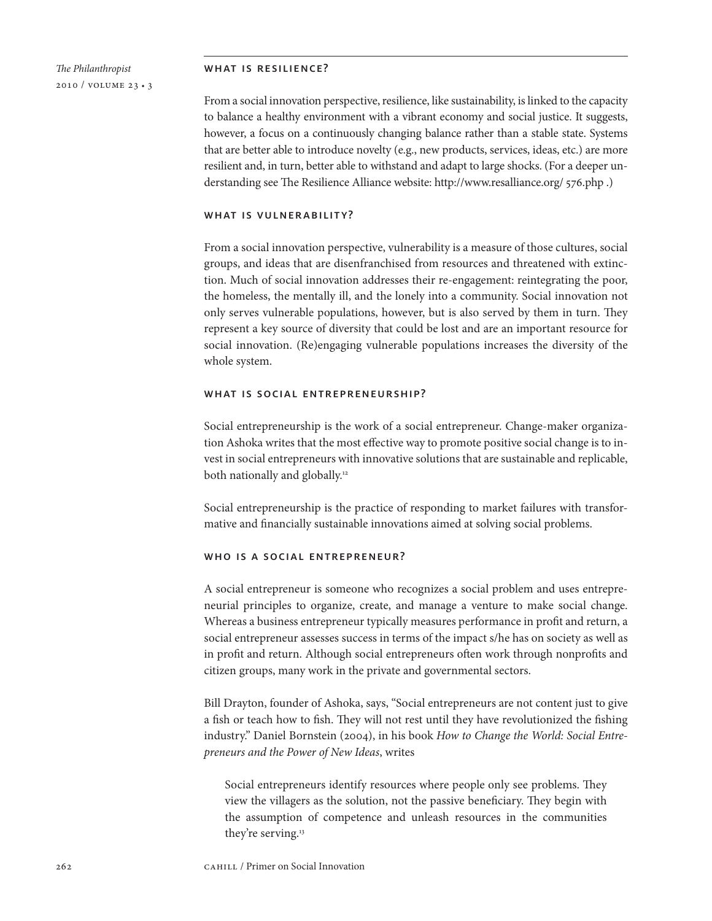## WHAT IS RESILIENCE?

From a social innovation perspective, resilience, like sustainability, is linked to the capacity to balance a healthy environment with a vibrant economy and social justice. It suggests, however, a focus on a continuously changing balance rather than a stable state. Systems that are better able to introduce novelty (e.g., new products, services, ideas, etc.) are more resilient and, in turn, better able to withstand and adapt to large shocks. (For a deeper understanding see The Resilience Alliance website: http://www.resalliance.org/ 576.php .)

## WHAT IS VULNERABILITY?

From a social innovation perspective, vulnerability is a measure of those cultures, social groups, and ideas that are disenfranchised from resources and threatened with extinction. Much of social innovation addresses their re-engagement: reintegrating the poor, the homeless, the mentally ill, and the lonely into a community. Social innovation not only serves vulnerable populations, however, but is also served by them in turn. They represent a key source of diversity that could be lost and are an important resource for social innovation. (Re)engaging vulnerable populations increases the diversity of the whole system.

## WHAT IS SOCIAL ENTREPRENEURSHIP?

Social entrepreneurship is the work of a social entrepreneur. Change-maker organization Ashoka writes that the most effective way to promote positive social change is to invest in social entrepreneurs with innovative solutions that are sustainable and replicable, both nationally and globally.[12]

Social entrepreneurship is the practice of responding to market failures with transformative and financially sustainable innovations aimed at solving social problems.

## WHO IS A SOCIAL ENTREPRENEUR?

A social entrepreneur is someone who recognizes a social problem and uses entrepreneurial principles to organize, create, and manage a venture to make social change. Whereas a business entrepreneur typically measures performance in profit and return, a social entrepreneur assesses success in terms of the impact s/he has on society as well as in profit and return. Although social entrepreneurs often work through nonprofits and citizen groups, many work in the private and governmental sectors.

Bill Drayton, founder of Ashoka, says, "Social entrepreneurs are not content just to give a fish or teach how to fish. They will not rest until they have revolutionized the fishing industry." Daniel Bornstein (2004), in his book *How to Change the World: Social Entrepreneurs and the Power of New Ideas*, writes

> Social entrepreneurs identify resources where people only see problems. They view the villagers as the solution, not the passive beneficiary. They begin with the assumption of competence and unleash resources in the communities they're serving.[13]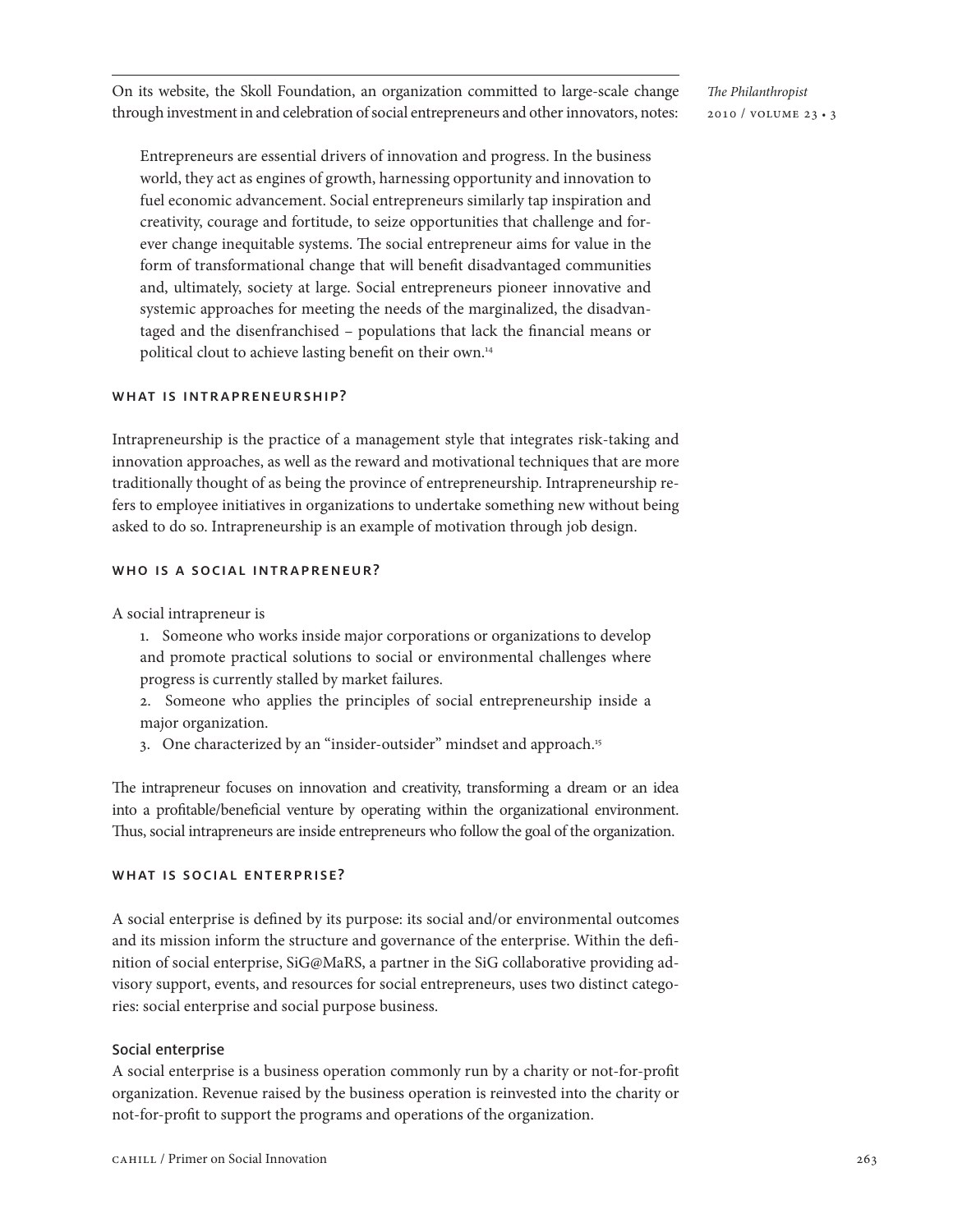On its website, the Skoll Foundation, an organization committed to large-scale change through investment in and celebration of social entrepreneurs and other innovators, notes:

> Entrepreneurs are essential drivers of innovation and progress. In the business world, they act as engines of growth, harnessing opportunity and innovation to fuel economic advancement. Social entrepreneurs similarly tap inspiration and creativity, courage and fortitude, to seize opportunities that challenge and forever change inequitable systems. The social entrepreneur aims for value in the form of transformational change that will benefit disadvantaged communities and, ultimately, society at large. Social entrepreneurs pioneer innovative and systemic approaches for meeting the needs of the marginalized, the disadvantaged and the disenfranchised – populations that lack the financial means or political clout to achieve lasting benefit on their own.[14]

## What is intrapreneurship?

Intrapreneurship is the practice of a management style that integrates risk-taking and innovation approaches, as well as the reward and motivational techniques that are more traditionally thought of as being the province of entrepreneurship. Intrapreneurship refers to employee initiatives in organizations to undertake something new without being asked to do so. Intrapreneurship is an example of motivation through job design.

## Who is a social intrapreneur?

A social intrapreneur is

1. Someone who works inside major corporations or organizations to develop and promote practical solutions to social or environmental challenges where progress is currently stalled by market failures.
2. Someone who applies the principles of social entrepreneurship inside a major organization.
3. One characterized by an "insider-outsider" mindset and approach.[15]

The intrapreneur focuses on innovation and creativity, transforming a dream or an idea into a profitable/beneficial venture by operating within the organizational environment. Thus, social intrapreneurs are inside entrepreneurs who follow the goal of the organization.

## What is social enterprise?

A social enterprise is defined by its purpose: its social and/or environmental outcomes and its mission inform the structure and governance of the enterprise. Within the definition of social enterprise, SiG@MaRS, a partner in the SiG collaborative providing advisory support, events, and resources for social entrepreneurs, uses two distinct categories: social enterprise and social purpose business.

### Social enterprise

A social enterprise is a business operation commonly run by a charity or not-for-profit organization. Revenue raised by the business operation is reinvested into the charity or not-for-profit to support the programs and operations of the organization.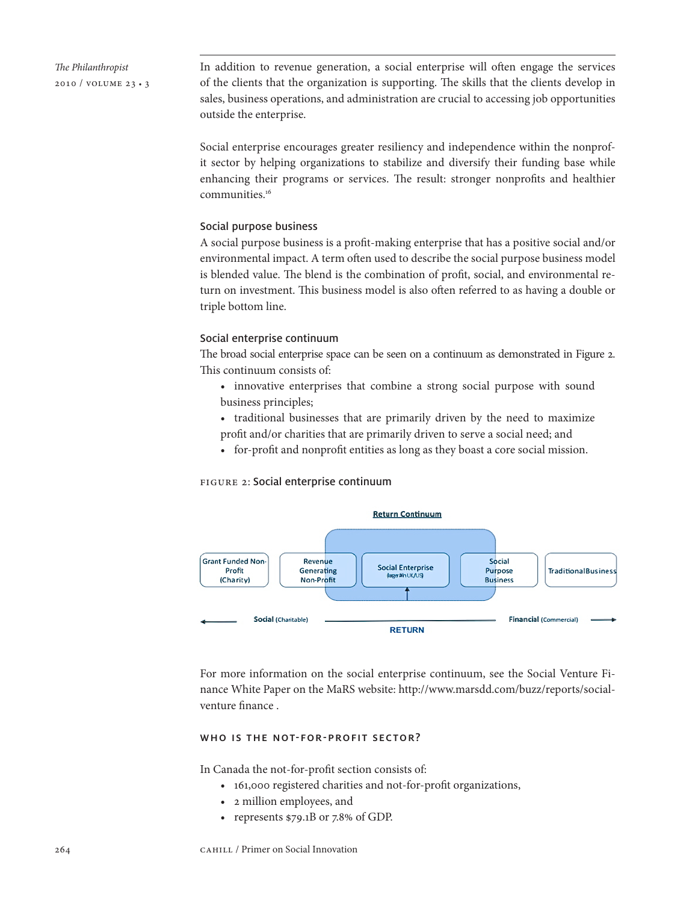In addition to revenue generation, a social enterprise will often engage the services of the clients that the organization is supporting. The skills that the clients develop in sales, business operations, and administration are crucial to accessing job opportunities outside the enterprise.

Social enterprise encourages greater resiliency and independence within the nonprofit sector by helping organizations to stabilize and diversify their funding base while enhancing their programs or services. The result: stronger nonprofits and healthier communities.[16]

### Social purpose business

A social purpose business is a profit-making enterprise that has a positive social and/or environmental impact. A term often used to describe the social purpose business model is blended value. The blend is the combination of profit, social, and environmental return on investment. This business model is also often referred to as having a double or triple bottom line.

### Social enterprise continuum

The broad social enterprise space can be seen on a continuum as demonstrated in Figure 2. This continuum consists of:

- innovative enterprises that combine a strong social purpose with sound business principles;
- traditional businesses that are primarily driven by the need to maximize profit and/or charities that are primarily driven to serve a social need; and
- for-profit and nonprofit entities as long as they boast a core social mission.

FIGURE 2: Social enterprise continuum

Return Continuum

Grant Funded Non-Profit (Charity) | Revenue Generating Non-Profit | Social Enterprise (larger in UK/US) | Social Purpose Business | Traditional Business

Social (Charitable) ← RETURN → Financial (Commercial)

For more information on the social enterprise continuum, see the Social Venture Finance White Paper on the MaRS website: http://www.marsdd.com/buzz/reports/social-venture finance .

## WHO IS THE NOT-FOR-PROFIT SECTOR?

In Canada the not-for-profit section consists of:

- 161,000 registered charities and not-for-profit organizations,
- 2 million employees, and
- represents $79.1B or 7.8% of GDP.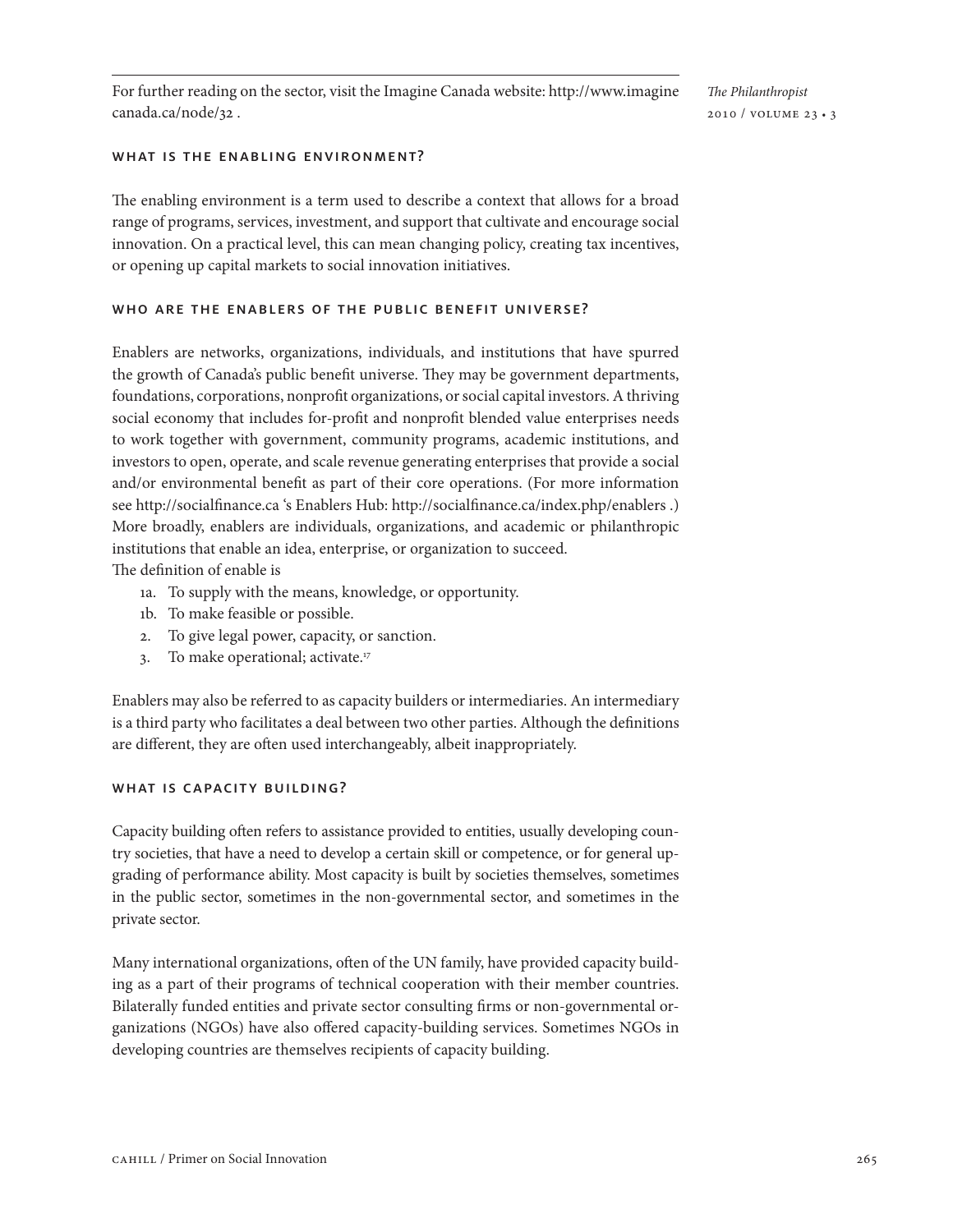For further reading on the sector, visit the Imagine Canada website: http://www.imagine canada.ca/node/32 .

### What is the enabling environment?

The enabling environment is a term used to describe a context that allows for a broad range of programs, services, investment, and support that cultivate and encourage social innovation. On a practical level, this can mean changing policy, creating tax incentives, or opening up capital markets to social innovation initiatives.

### Who are the enablers of the public benefit universe?

Enablers are networks, organizations, individuals, and institutions that have spurred the growth of Canada's public benefit universe. They may be government departments, foundations, corporations, nonprofit organizations, or social capital investors. A thriving social economy that includes for-profit and nonprofit blended value enterprises needs to work together with government, community programs, academic institutions, and investors to open, operate, and scale revenue generating enterprises that provide a social and/or environmental benefit as part of their core operations. (For more information see http://socialfinance.ca 's Enablers Hub: http://socialfinance.ca/index.php/enablers .) More broadly, enablers are individuals, organizations, and academic or philanthropic institutions that enable an idea, enterprise, or organization to succeed.
The definition of enable is

- 1a. To supply with the means, knowledge, or opportunity.
- 1b. To make feasible or possible.
- 2. To give legal power, capacity, or sanction.
- 3. To make operational; activate.[17]

Enablers may also be referred to as capacity builders or intermediaries. An intermediary is a third party who facilitates a deal between two other parties. Although the definitions are different, they are often used interchangeably, albeit inappropriately.

### What is capacity building?

Capacity building often refers to assistance provided to entities, usually developing country societies, that have a need to develop a certain skill or competence, or for general upgrading of performance ability. Most capacity is built by societies themselves, sometimes in the public sector, sometimes in the non-governmental sector, and sometimes in the private sector.

Many international organizations, often of the UN family, have provided capacity building as a part of their programs of technical cooperation with their member countries. Bilaterally funded entities and private sector consulting firms or non-governmental organizations (NGOs) have also offered capacity-building services. Sometimes NGOs in developing countries are themselves recipients of capacity building.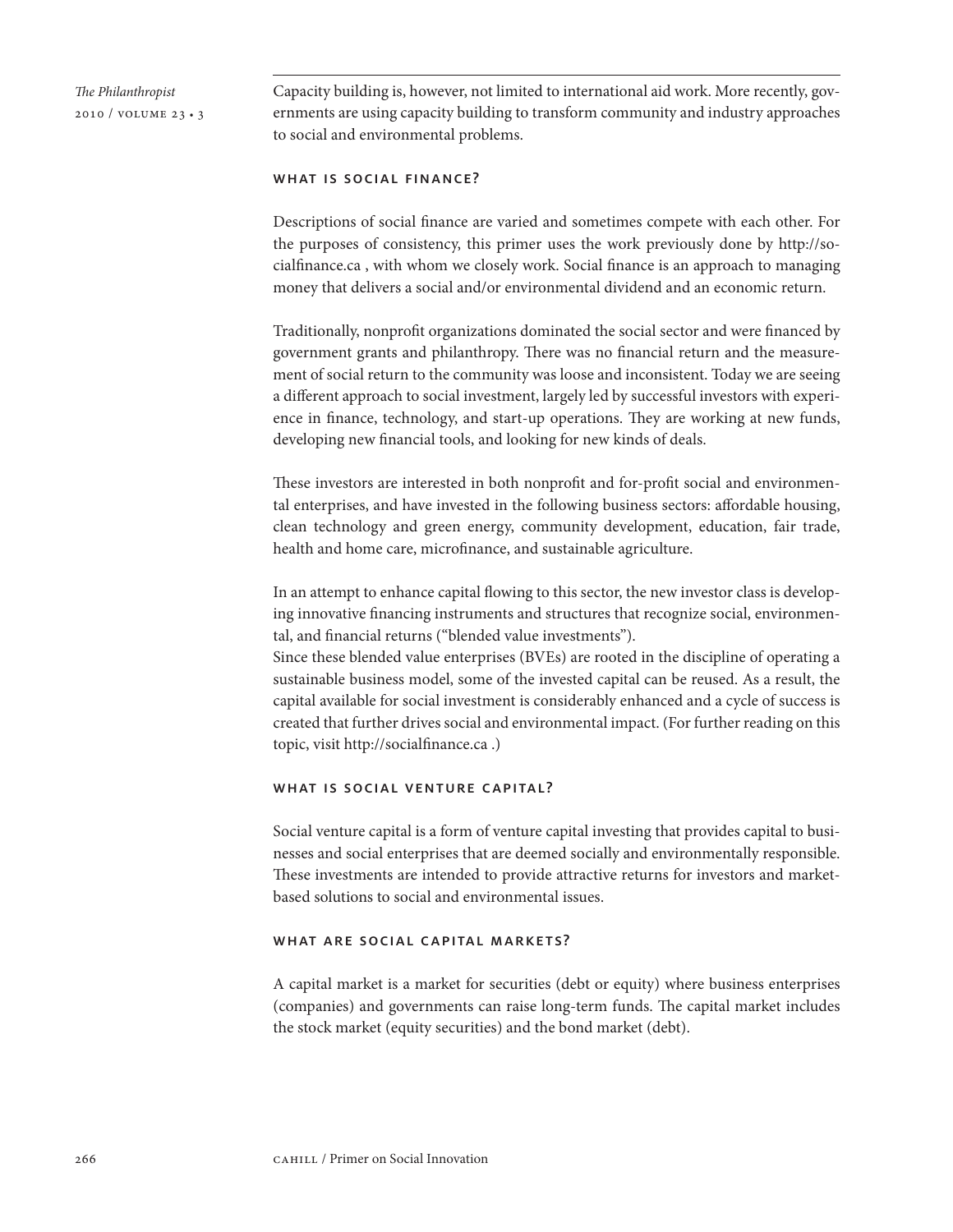Capacity building is, however, not limited to international aid work. More recently, governments are using capacity building to transform community and industry approaches to social and environmental problems.

### What is social finance?

Descriptions of social finance are varied and sometimes compete with each other. For the purposes of consistency, this primer uses the work previously done by http://socialfinance.ca , with whom we closely work. Social finance is an approach to managing money that delivers a social and/or environmental dividend and an economic return.

Traditionally, nonprofit organizations dominated the social sector and were financed by government grants and philanthropy. There was no financial return and the measurement of social return to the community was loose and inconsistent. Today we are seeing a different approach to social investment, largely led by successful investors with experience in finance, technology, and start-up operations. They are working at new funds, developing new financial tools, and looking for new kinds of deals.

These investors are interested in both nonprofit and for-profit social and environmental enterprises, and have invested in the following business sectors: affordable housing, clean technology and green energy, community development, education, fair trade, health and home care, microfinance, and sustainable agriculture.

In an attempt to enhance capital flowing to this sector, the new investor class is developing innovative financing instruments and structures that recognize social, environmental, and financial returns ("blended value investments").

Since these blended value enterprises (BVEs) are rooted in the discipline of operating a sustainable business model, some of the invested capital can be reused. As a result, the capital available for social investment is considerably enhanced and a cycle of success is created that further drives social and environmental impact. (For further reading on this topic, visit http://socialfinance.ca .)

### What is social venture capital?

Social venture capital is a form of venture capital investing that provides capital to businesses and social enterprises that are deemed socially and environmentally responsible. These investments are intended to provide attractive returns for investors and market-based solutions to social and environmental issues.

### What are social capital markets?

A capital market is a market for securities (debt or equity) where business enterprises (companies) and governments can raise long-term funds. The capital market includes the stock market (equity securities) and the bond market (debt).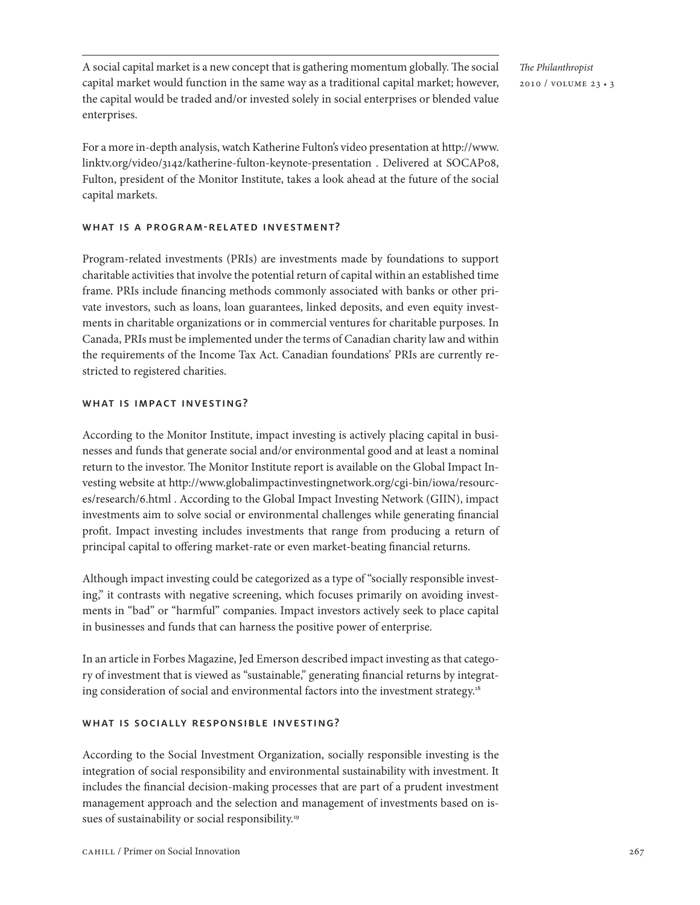A social capital market is a new concept that is gathering momentum globally. The social capital market would function in the same way as a traditional capital market; however, the capital would be traded and/or invested solely in social enterprises or blended value enterprises.

For a more in-depth analysis, watch Katherine Fulton's video presentation at http://www.linktv.org/video/3142/katherine-fulton-keynote-presentation . Delivered at SOCAP08, Fulton, president of the Monitor Institute, takes a look ahead at the future of the social capital markets.

### What is a program-related investment?

Program-related investments (PRIs) are investments made by foundations to support charitable activities that involve the potential return of capital within an established time frame. PRIs include financing methods commonly associated with banks or other private investors, such as loans, loan guarantees, linked deposits, and even equity investments in charitable organizations or in commercial ventures for charitable purposes. In Canada, PRIs must be implemented under the terms of Canadian charity law and within the requirements of the Income Tax Act. Canadian foundations' PRIs are currently restricted to registered charities.

### What is impact investing?

According to the Monitor Institute, impact investing is actively placing capital in businesses and funds that generate social and/or environmental good and at least a nominal return to the investor. The Monitor Institute report is available on the Global Impact Investing website at http://www.globalimpactinvestingnetwork.org/cgi-bin/iowa/resources/research/6.html . According to the Global Impact Investing Network (GIIN), impact investments aim to solve social or environmental challenges while generating financial profit. Impact investing includes investments that range from producing a return of principal capital to offering market-rate or even market-beating financial returns.

Although impact investing could be categorized as a type of "socially responsible investing," it contrasts with negative screening, which focuses primarily on avoiding investments in "bad" or "harmful" companies. Impact investors actively seek to place capital in businesses and funds that can harness the positive power of enterprise.

In an article in Forbes Magazine, Jed Emerson described impact investing as that category of investment that is viewed as "sustainable," generating financial returns by integrating consideration of social and environmental factors into the investment strategy.[18]

### What is socially responsible investing?

According to the Social Investment Organization, socially responsible investing is the integration of social responsibility and environmental sustainability with investment. It includes the financial decision-making processes that are part of a prudent investment management approach and the selection and management of investments based on issues of sustainability or social responsibility.[19]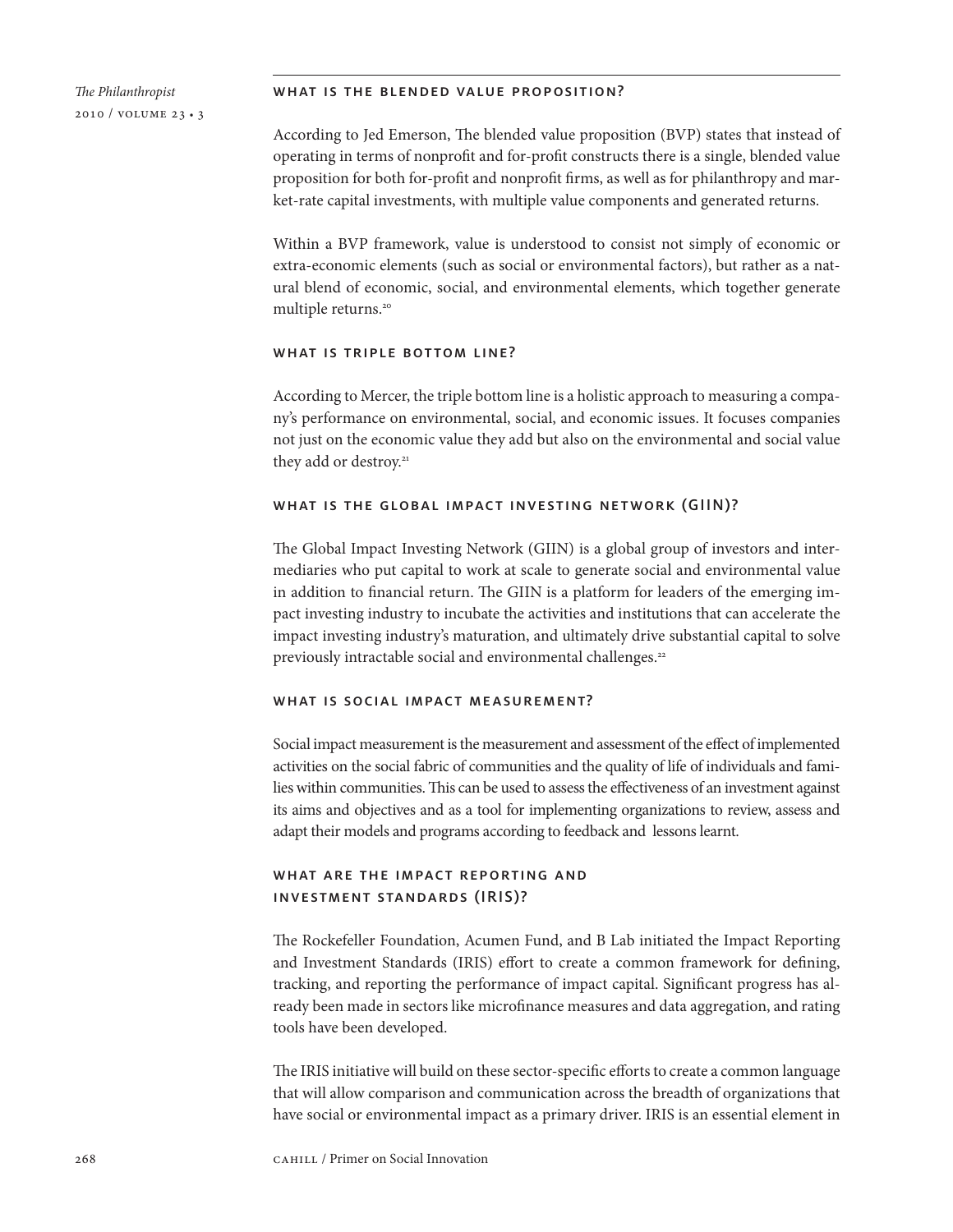## What is the blended value proposition?

According to Jed Emerson, The blended value proposition (BVP) states that instead of operating in terms of nonprofit and for-profit constructs there is a single, blended value proposition for both for-profit and nonprofit firms, as well as for philanthropy and market-rate capital investments, with multiple value components and generated returns.

Within a BVP framework, value is understood to consist not simply of economic or extra-economic elements (such as social or environmental factors), but rather as a natural blend of economic, social, and environmental elements, which together generate multiple returns.[20]

## What is triple bottom line?

According to Mercer, the triple bottom line is a holistic approach to measuring a company's performance on environmental, social, and economic issues. It focuses companies not just on the economic value they add but also on the environmental and social value they add or destroy.[21]

## What is the Global Impact Investing Network (GIIN)?

The Global Impact Investing Network (GIIN) is a global group of investors and intermediaries who put capital to work at scale to generate social and environmental value in addition to financial return. The GIIN is a platform for leaders of the emerging impact investing industry to incubate the activities and institutions that can accelerate the impact investing industry's maturation, and ultimately drive substantial capital to solve previously intractable social and environmental challenges.[22]

## What is social impact measurement?

Social impact measurement is the measurement and assessment of the effect of implemented activities on the social fabric of communities and the quality of life of individuals and families within communities. This can be used to assess the effectiveness of an investment against its aims and objectives and as a tool for implementing organizations to review, assess and adapt their models and programs according to feedback and lessons learnt.

## What are the Impact Reporting and Investment Standards (IRIS)?

The Rockefeller Foundation, Acumen Fund, and B Lab initiated the Impact Reporting and Investment Standards (IRIS) effort to create a common framework for defining, tracking, and reporting the performance of impact capital. Significant progress has already been made in sectors like microfinance measures and data aggregation, and rating tools have been developed.

The IRIS initiative will build on these sector-specific efforts to create a common language that will allow comparison and communication across the breadth of organizations that have social or environmental impact as a primary driver. IRIS is an essential element in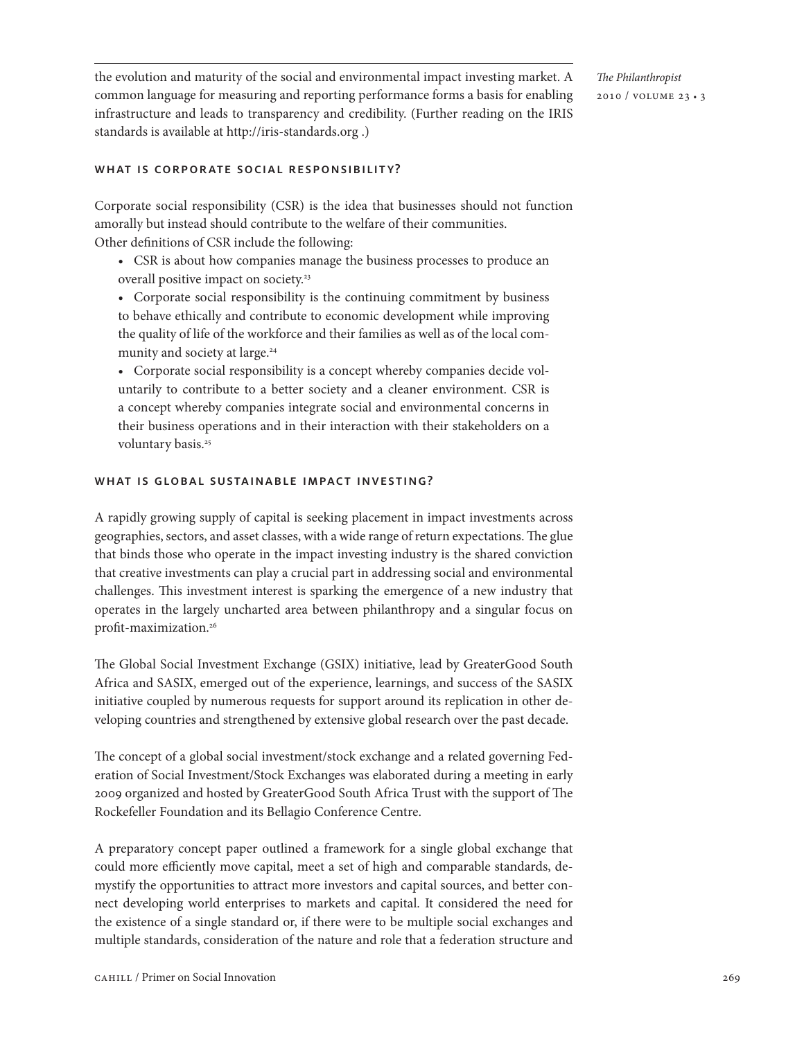the evolution and maturity of the social and environmental impact investing market. A common language for measuring and reporting performance forms a basis for enabling infrastructure and leads to transparency and credibility. (Further reading on the IRIS standards is available at http://iris-standards.org .)

### WHAT IS CORPORATE SOCIAL RESPONSIBILITY?

Corporate social responsibility (CSR) is the idea that businesses should not function amorally but instead should contribute to the welfare of their communities.
Other definitions of CSR include the following:

- CSR is about how companies manage the business processes to produce an overall positive impact on society.[23]
- Corporate social responsibility is the continuing commitment by business to behave ethically and contribute to economic development while improving the quality of life of the workforce and their families as well as of the local community and society at large.[24]
- Corporate social responsibility is a concept whereby companies decide voluntarily to contribute to a better society and a cleaner environment. CSR is a concept whereby companies integrate social and environmental concerns in their business operations and in their interaction with their stakeholders on a voluntary basis.[25]

### WHAT IS GLOBAL SUSTAINABLE IMPACT INVESTING?

A rapidly growing supply of capital is seeking placement in impact investments across geographies, sectors, and asset classes, with a wide range of return expectations. The glue that binds those who operate in the impact investing industry is the shared conviction that creative investments can play a crucial part in addressing social and environmental challenges. This investment interest is sparking the emergence of a new industry that operates in the largely uncharted area between philanthropy and a singular focus on profit-maximization.[26]

The Global Social Investment Exchange (GSIX) initiative, lead by GreaterGood South Africa and SASIX, emerged out of the experience, learnings, and success of the SASIX initiative coupled by numerous requests for support around its replication in other developing countries and strengthened by extensive global research over the past decade.

The concept of a global social investment/stock exchange and a related governing Federation of Social Investment/Stock Exchanges was elaborated during a meeting in early 2009 organized and hosted by GreaterGood South Africa Trust with the support of The Rockefeller Foundation and its Bellagio Conference Centre.

A preparatory concept paper outlined a framework for a single global exchange that could more efficiently move capital, meet a set of high and comparable standards, demystify the opportunities to attract more investors and capital sources, and better connect developing world enterprises to markets and capital. It considered the need for the existence of a single standard or, if there were to be multiple social exchanges and multiple standards, consideration of the nature and role that a federation structure and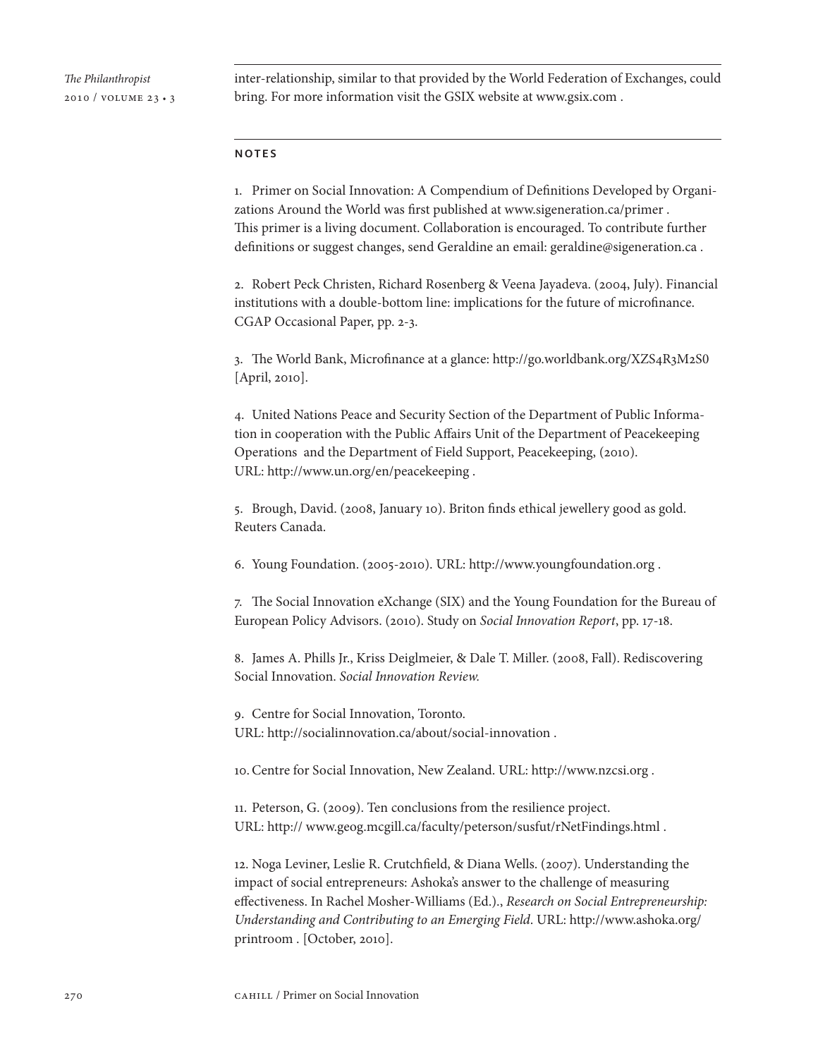inter-relationship, similar to that provided by the World Federation of Exchanges, could bring. For more information visit the GSIX website at www.gsix.com .

## NOTES

1. Primer on Social Innovation: A Compendium of Definitions Developed by Organizations Around the World was first published at www.sigeneration.ca/primer . This primer is a living document. Collaboration is encouraged. To contribute further definitions or suggest changes, send Geraldine an email: geraldine@sigeneration.ca .

2. Robert Peck Christen, Richard Rosenberg & Veena Jayadeva. (2004, July). Financial institutions with a double-bottom line: implications for the future of microfinance. CGAP Occasional Paper, pp. 2-3.

3. The World Bank, Microfinance at a glance: http://go.worldbank.org/XZS4R3M2S0 [April, 2010].

4. United Nations Peace and Security Section of the Department of Public Information in cooperation with the Public Affairs Unit of the Department of Peacekeeping Operations and the Department of Field Support, Peacekeeping, (2010). URL: http://www.un.org/en/peacekeeping .

5. Brough, David. (2008, January 10). Briton finds ethical jewellery good as gold. Reuters Canada.

6. Young Foundation. (2005-2010). URL: http://www.youngfoundation.org .

7. The Social Innovation eXchange (SIX) and the Young Foundation for the Bureau of European Policy Advisors. (2010). Study on *Social Innovation Report*, pp. 17-18.

8. James A. Phills Jr., Kriss Deiglmeier, & Dale T. Miller. (2008, Fall). Rediscovering Social Innovation. *Social Innovation Review.*

9. Centre for Social Innovation, Toronto. URL: http://socialinnovation.ca/about/social-innovation .

10. Centre for Social Innovation, New Zealand. URL: http://www.nzcsi.org .

11. Peterson, G. (2009). Ten conclusions from the resilience project. URL: http:// www.geog.mcgill.ca/faculty/peterson/susfut/rNetFindings.html .

12. Noga Leviner, Leslie R. Crutchfield, & Diana Wells. (2007). Understanding the impact of social entrepreneurs: Ashoka's answer to the challenge of measuring effectiveness. In Rachel Mosher-Williams (Ed.)., *Research on Social Entrepreneurship: Understanding and Contributing to an Emerging Field*. URL: http://www.ashoka.org/printroom . [October, 2010].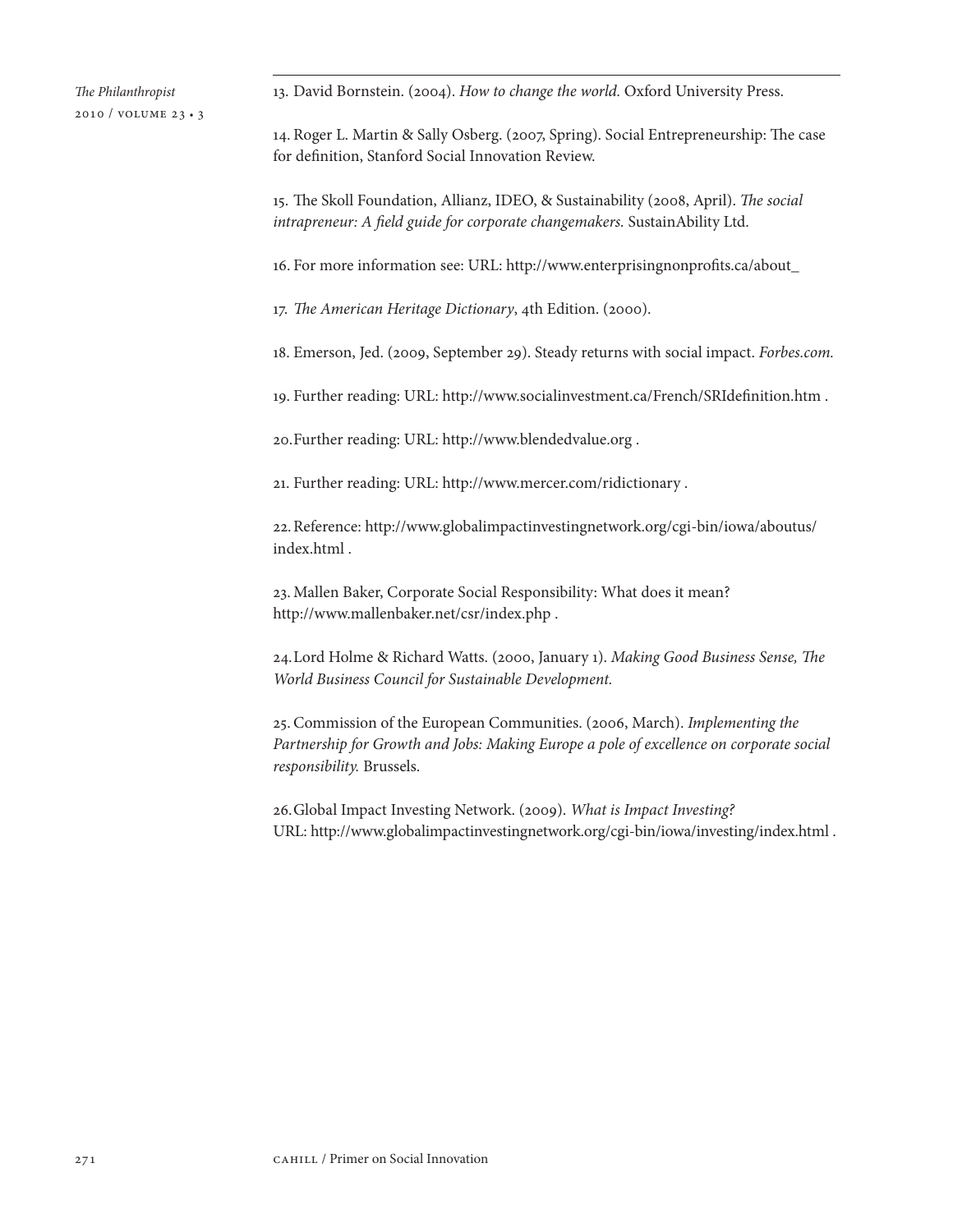13. David Bornstein. (2004). *How to change the world.* Oxford University Press.

14. Roger L. Martin & Sally Osberg. (2007, Spring). Social Entrepreneurship: The case for definition, Stanford Social Innovation Review.

15. The Skoll Foundation, Allianz, IDEO, & Sustainability (2008, April). *The social intrapreneur: A field guide for corporate changemakers.* SustainAbility Ltd.

16. For more information see: URL: http://www.enterprisingnonprofits.ca/about_

17. *The American Heritage Dictionary*, 4th Edition. (2000).

18. Emerson, Jed. (2009, September 29). Steady returns with social impact. *Forbes.com.*

19. Further reading: URL: http://www.socialinvestment.ca/French/SRIdefinition.htm .

20. Further reading: URL: http://www.blendedvalue.org .

21. Further reading: URL: http://www.mercer.com/ridictionary .

22. Reference: http://www.globalimpactinvestingnetwork.org/cgi-bin/iowa/aboutus/index.html .

23. Mallen Baker, Corporate Social Responsibility: What does it mean? http://www.mallenbaker.net/csr/index.php .

24. Lord Holme & Richard Watts. (2000, January 1). *Making Good Business Sense, The World Business Council for Sustainable Development.*

25. Commission of the European Communities. (2006, March). *Implementing the Partnership for Growth and Jobs: Making Europe a pole of excellence on corporate social responsibility.* Brussels.

26. Global Impact Investing Network. (2009). *What is Impact Investing?* URL: http://www.globalimpactinvestingnetwork.org/cgi-bin/iowa/investing/index.html .